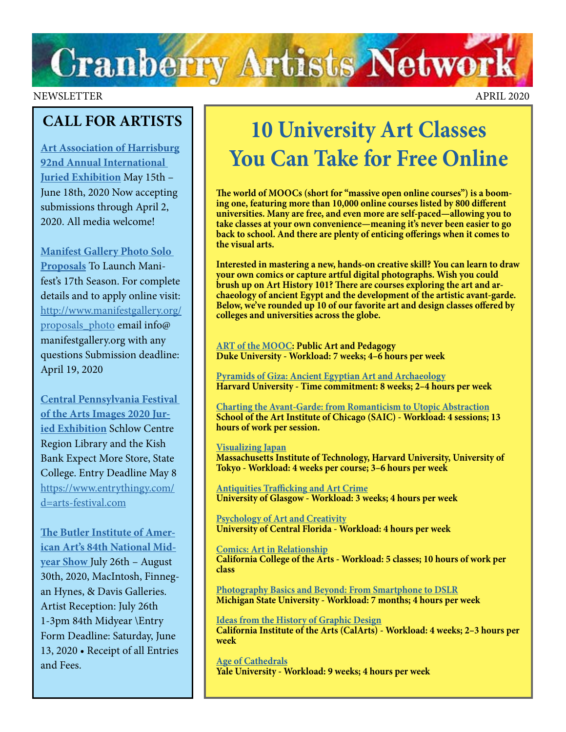# Cranberry Artists Network

NEWSLETTER APRIL 2020

## CALL FOR ARTISTS

**Art Association of Harrisburg 92nd Annual International Juried Exhibition** May 15th – June 18th, 2020 Now accepting submissions through April 2, 2020. All media welcome!

**Manifest Gallery Photo Solo Proposals** To Launch Manifest's 17th Season. For complete details and to apply online visit: http://www.manifestgallery.org/proposals_photo email info@manifestgallery.org with any questions Submission deadline: April 19, 2020

**Central Pennsylvania Festival of the Arts Images 2020 Juried Exhibition** Schlow Centre Region Library and the Kish Bank Expect More Store, State College. Entry Deadline May 8 https://www.entrythingy.com/d=arts-festival.com

**The Butler Institute of American Art's 84th National Midyear Show** July 26th – August 30th, 2020, MacIntosh, Finnegan Hynes, & Davis Galleries. Artist Reception: July 26th 1-3pm 84th Midyear \Entry Form Deadline: Saturday, June 13, 2020 • Receipt of all Entries and Fees.

## 10 University Art Classes You Can Take for Free Online

**The world of MOOCs (short for "massive open online courses") is a booming one, featuring more than 10,000 online courses listed by 800 different universities. Many are free, and even more are self-paced—allowing you to take classes at your own convenience—meaning it's never been easier to go back to school. And there are plenty of enticing offerings when it comes to the visual arts.**

**Interested in mastering a new, hands-on creative skill? You can learn to draw your own comics or capture artful digital photographs. Wish you could brush up on Art History 101? There are courses exploring the art and archaeology of ancient Egypt and the development of the artistic avant-garde. Below, we've rounded up 10 of our favorite art and design classes offered by colleges and universities across the globe.**

ART of the MOOC**: Public Art and Pedagogy**
**Duke University - Workload: 7 weeks; 4–6 hours per week**

Pyramids of Giza: Ancient Egyptian Art and Archaeology
**Harvard University - Time commitment: 8 weeks; 2–4 hours per week**

Charting the Avant-Garde: from Romanticism to Utopic Abstraction
**School of the Art Institute of Chicago (SAIC) - Workload: 4 sessions; 13 hours of work per session.**

Visualizing Japan
**Massachusetts Institute of Technology, Harvard University, University of Tokyo - Workload: 4 weeks per course; 3–6 hours per week**

Antiquities Trafficking and Art Crime
**University of Glasgow - Workload: 3 weeks; 4 hours per week**

Psychology of Art and Creativity
**University of Central Florida - Workload: 4 hours per week**

Comics: Art in Relationship
**California College of the Arts - Workload: 5 classes; 10 hours of work per class**

Photography Basics and Beyond: From Smartphone to DSLR
**Michigan State University - Workload: 7 months; 4 hours per week**

Ideas from the History of Graphic Design
**California Institute of the Arts (CalArts) - Workload: 4 weeks; 2–3 hours per week**

Age of Cathedrals
**Yale University - Workload: 9 weeks; 4 hours per week**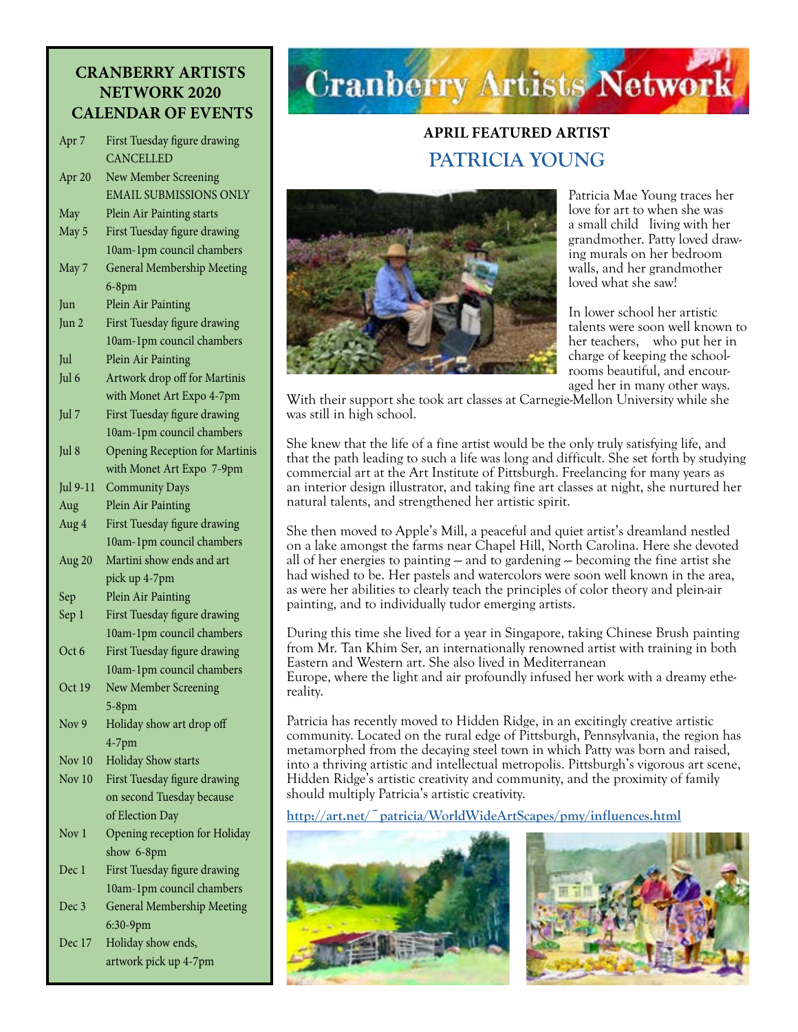## CRANBERRY ARTISTS NETWORK 2020 CALENDAR OF EVENTS

| | |
|---|---|
| Apr 7 | First Tuesday figure drawing CANCELLED |
| Apr 20 | New Member Screening EMAIL SUBMISSIONS ONLY |
| May | Plein Air Painting starts |
| May 5 | First Tuesday figure drawing 10am-1pm council chambers |
| May 7 | General Membership Meeting 6-8pm |
| Jun | Plein Air Painting |
| Jun 2 | First Tuesday figure drawing 10am-1pm council chambers |
| Jul | Plein Air Painting |
| Jul 6 | Artwork drop off for Martinis with Monet Art Expo 4-7pm |
| Jul 7 | First Tuesday figure drawing 10am-1pm council chambers |
| Jul 8 | Opening Reception for Martinis with Monet Art Expo 7-9pm |
| Jul 9-11 | Community Days |
| Aug | Plein Air Painting |
| Aug 4 | First Tuesday figure drawing 10am-1pm council chambers |
| Aug 20 | Martini show ends and art pick up 4-7pm |
| Sep | Plein Air Painting |
| Sep 1 | First Tuesday figure drawing 10am-1pm council chambers |
| Oct 6 | First Tuesday figure drawing 10am-1pm council chambers |
| Oct 19 | New Member Screening 5-8pm |
| Nov 9 | Holiday show art drop off 4-7pm |
| Nov 10 | Holiday Show starts |
| Nov 10 | First Tuesday figure drawing on second Tuesday because of Election Day |
| Nov 1 | Opening reception for Holiday show 6-8pm |
| Dec 1 | First Tuesday figure drawing 10am-1pm council chambers |
| Dec 3 | General Membership Meeting 6:30-9pm |
| Dec 17 | Holiday show ends, artwork pick up 4-7pm |

# Cranberry Artists Network

## APRIL FEATURED ARTIST

## PATRICIA YOUNG

Patricia Mae Young traces her love for art to when she was a small child living with her grandmother. Patty loved drawing murals on her bedroom walls, and her grandmother loved what she saw!

In lower school her artistic talents were soon well known to her teachers, who put her in charge of keeping the schoolrooms beautiful, and encouraged her in many other ways. With their support she took art classes at Carnegie-Mellon University while she was still in high school.

She knew that the life of a fine artist would be the only truly satisfying life, and that the path leading to such a life was long and difficult. She set forth by studying commercial art at the Art Institute of Pittsburgh. Freelancing for many years as an interior design illustrator, and taking fine art classes at night, she nurtured her natural talents, and strengthened her artistic spirit.

She then moved to Apple's Mill, a peaceful and quiet artist's dreamland nestled on a lake amongst the farms near Chapel Hill, North Carolina. Here she devoted all of her energies to painting -- and to gardening -- becoming the fine artist she had wished to be. Her pastels and watercolors were soon well known in the area, as were her abilities to clearly teach the principles of color theory and plein-air painting, and to individually tudor emerging artists.

During this time she lived for a year in Singapore, taking Chinese Brush painting from Mr. Tan Khim Ser, an internationally renowned artist with training in both Eastern and Western art. She also lived in Mediterranean Europe, where the light and air profoundly infused her work with a dreamy ethereality.

Patricia has recently moved to Hidden Ridge, in an excitingly creative artistic community. Located on the rural edge of Pittsburgh, Pennsylvania, the region has metamorphed from the decaying steel town in which Patty was born and raised, into a thriving artistic and intellectual metropolis. Pittsburgh's vigorous art scene, Hidden Ridge's artistic creativity and community, and the proximity of family should multiply Patricia's artistic creativity.

**http://art.net/~patricia/WorldWideArtScapes/pmy/influences.html**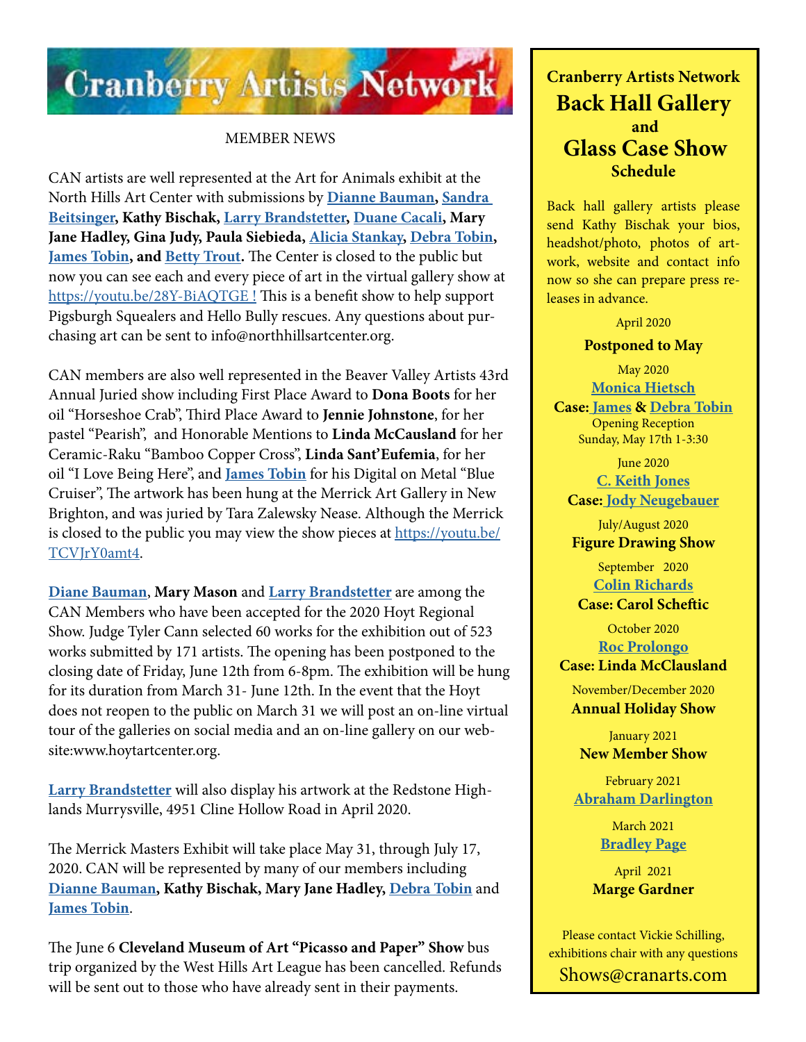# Cranberry Artists Network

MEMBER NEWS

CAN artists are well represented at the Art for Animals exhibit at the North Hills Art Center with submissions by **Dianne Bauman, Sandra Beitsinger, Kathy Bischak, Larry Brandstetter, Duane Cacali, Mary Jane Hadley, Gina Judy, Paula Siebieda, Alicia Stankay, Debra Tobin, James Tobin, and Betty Trout.** The Center is closed to the public but now you can see each and every piece of art in the virtual gallery show at https://youtu.be/28Y-BiAQTGE ! This is a benefit show to help support Pigsburgh Squealers and Hello Bully rescues. Any questions about purchasing art can be sent to info@northhillsartcenter.org.

CAN members are also well represented in the Beaver Valley Artists 43rd Annual Juried show including First Place Award to **Dona Boots** for her oil "Horseshoe Crab", Third Place Award to **Jennie Johnstone**, for her pastel "Pearish", and Honorable Mentions to **Linda McCausland** for her Ceramic-Raku "Bamboo Copper Cross", **Linda Sant'Eufemia**, for her oil "I Love Being Here", and **James Tobin** for his Digital on Metal "Blue Cruiser", The artwork has been hung at the Merrick Art Gallery in New Brighton, and was juried by Tara Zalewsky Nease. Although the Merrick is closed to the public you may view the show pieces at https://youtu.be/TCVJrY0amt4.

**Diane Bauman**, **Mary Mason** and **Larry Brandstetter** are among the CAN Members who have been accepted for the 2020 Hoyt Regional Show. Judge Tyler Cann selected 60 works for the exhibition out of 523 works submitted by 171 artists. The opening has been postponed to the closing date of Friday, June 12th from 6-8pm. The exhibition will be hung for its duration from March 31- June 12th. In the event that the Hoyt does not reopen to the public on March 31 we will post an on-line virtual tour of the galleries on social media and an on-line gallery on our website:www.hoytartcenter.org.

**Larry Brandstetter** will also display his artwork at the Redstone Highlands Murrysville, 4951 Cline Hollow Road in April 2020.

The Merrick Masters Exhibit will take place May 31, through July 17, 2020. CAN will be represented by many of our members including **Dianne Bauman, Kathy Bischak, Mary Jane Hadley, Debra Tobin** and **James Tobin**.

The June 6 **Cleveland Museum of Art "Picasso and Paper" Show** bus trip organized by the West Hills Art League has been cancelled. Refunds will be sent out to those who have already sent in their payments.

## Cranberry Artists Network Back Hall Gallery and Glass Case Show Schedule

Back hall gallery artists please send Kathy Bischak your bios, headshot/photo, photos of artwork, website and contact info now so she can prepare press releases in advance.

April 2020
**Postponed to May**

May 2020
**Monica Hietsch**
**Case: James & Debra Tobin**
Opening Reception
Sunday, May 17th 1-3:30

June 2020
**C. Keith Jones**
**Case: Jody Neugebauer**

July/August 2020
**Figure Drawing Show**

September 2020
**Colin Richards**
**Case: Carol Scheftic**

October 2020
**Roc Prolongo**
**Case: Linda McClausland**

November/December 2020
**Annual Holiday Show**

January 2021
**New Member Show**

February 2021
**Abraham Darlington**

March 2021
**Bradley Page**

April 2021
**Marge Gardner**

Please contact Vickie Schilling, exhibitions chair with any questions
Shows@cranarts.com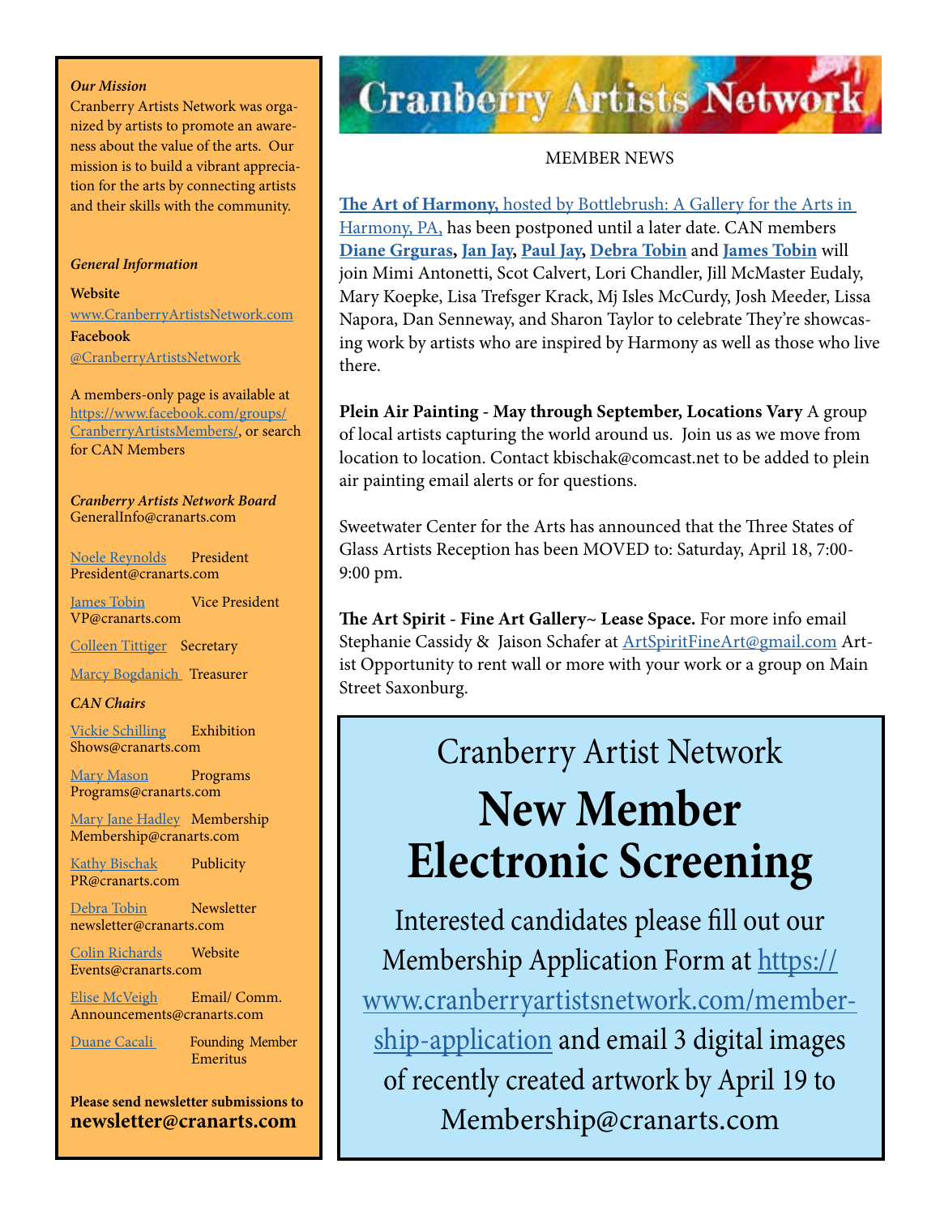*Our Mission*

Cranberry Artists Network was organized by artists to promote an awareness about the value of the arts. Our mission is to build a vibrant appreciation for the arts by connecting artists and their skills with the community.

***General Information***

**Website**

www.CranberryArtistsNetwork.com

**Facebook**

@CranberryArtistsNetwork

A members-only page is available at https://www.facebook.com/groups/CranberryArtistsMembers/, or search for CAN Members

***Cranberry Artists Network Board***

GeneralInfo@cranarts.com

Noele Reynolds President
President@cranarts.com

James Tobin Vice President
VP@cranarts.com

Colleen Tittiger Secretary

Marcy Bogdanich Treasurer

***CAN Chairs***

Vickie Schilling Exhibition
Shows@cranarts.com

Mary Mason Programs
Programs@cranarts.com

Mary Jane Hadley Membership
Membership@cranarts.com

Kathy Bischak Publicity
PR@cranarts.com

Debra Tobin Newsletter
newsletter@cranarts.com

Colin Richards Website
Events@cranarts.com

Elise McVeigh Email/ Comm.
Announcements@cranarts.com

Duane Cacali Founding Member Emeritus

**Please send newsletter submissions to newsletter@cranarts.com**

# Cranberry Artists Network

MEMBER NEWS

**The Art of Harmony,** hosted by Bottlebrush: A Gallery for the Arts in Harmony, PA, has been postponed until a later date. CAN members **Diane Grguras, Jan Jay, Paul Jay, Debra Tobin** and **James Tobin** will join Mimi Antonetti, Scot Calvert, Lori Chandler, Jill McMaster Eudaly, Mary Koepke, Lisa Trefsger Krack, Mj Isles McCurdy, Josh Meeder, Lissa Napora, Dan Senneway, and Sharon Taylor to celebrate They're showcasing work by artists who are inspired by Harmony as well as those who live there.

**Plein Air Painting - May through September, Locations Vary** A group of local artists capturing the world around us. Join us as we move from location to location. Contact kbischak@comcast.net to be added to plein air painting email alerts or for questions.

Sweetwater Center for the Arts has announced that the Three States of Glass Artists Reception has been MOVED to: Saturday, April 18, 7:00-9:00 pm.

**The Art Spirit - Fine Art Gallery~ Lease Space.** For more info email Stephanie Cassidy & Jaison Schafer at ArtSpiritFineArt@gmail.com Artist Opportunity to rent wall or more with your work or a group on Main Street Saxonburg.

## Cranberry Artist Network

# New Member Electronic Screening

Interested candidates please fill out our Membership Application Form at https://www.cranberryartistsnetwork.com/membership-application and email 3 digital images of recently created artwork by April 19 to Membership@cranarts.com